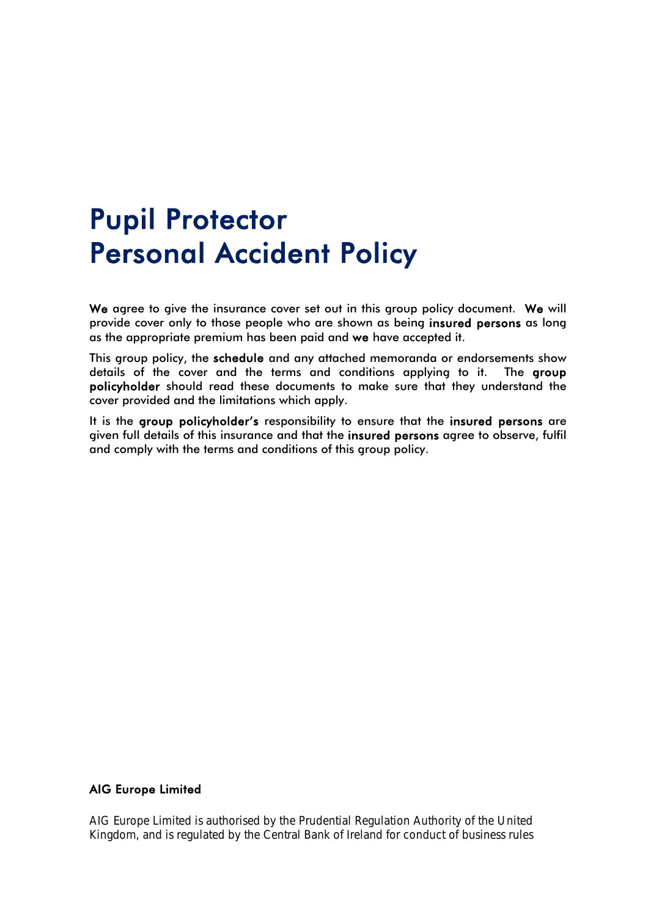# Pupil Protector
# Personal Accident Policy

**We** agree to give the insurance cover set out in this group policy document. **We** will provide cover only to those people who are shown as being **insured persons** as long as the appropriate premium has been paid and **we** have accepted it.

This group policy, the **schedule** and any attached memoranda or endorsements show details of the cover and the terms and conditions applying to it. The **group policyholder** should read these documents to make sure that they understand the cover provided and the limitations which apply.

It is the **group policyholder's** responsibility to ensure that the **insured persons** are given full details of this insurance and that the **insured persons** agree to observe, fulfil and comply with the terms and conditions of this group policy.

**AIG Europe Limited**

AIG Europe Limited is authorised by the Prudential Regulation Authority of the United Kingdom, and is regulated by the Central Bank of Ireland for conduct of business rules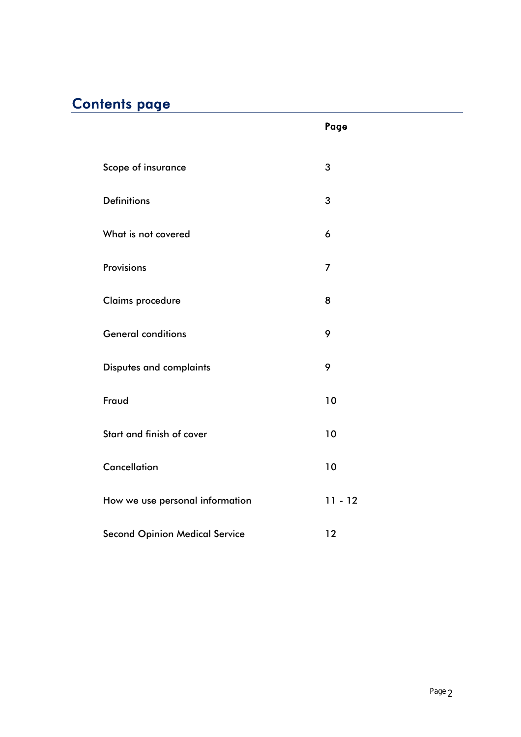## Contents page

| | Page |
|---|---|
| Scope of insurance | 3 |
| Definitions | 3 |
| What is not covered | 6 |
| Provisions | 7 |
| Claims procedure | 8 |
| General conditions | 9 |
| Disputes and complaints | 9 |
| Fraud | 10 |
| Start and finish of cover | 10 |
| Cancellation | 10 |
| How we use personal information | 11 - 12 |
| Second Opinion Medical Service | 12 |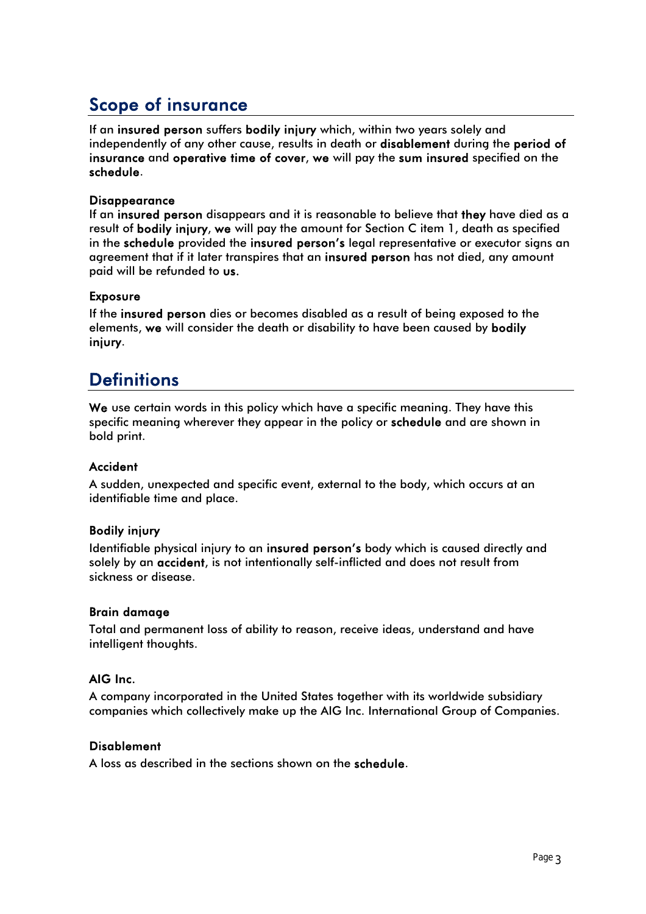## Scope of insurance

If an **insured person** suffers **bodily injury** which, within two years solely and independently of any other cause, results in death or **disablement** during the **period of insurance** and **operative time of cover**, **we** will pay the **sum insured** specified on the **schedule**.

### Disappearance

If an **insured person** disappears and it is reasonable to believe that **they** have died as a result of **bodily injury**, **we** will pay the amount for Section C item 1, death as specified in the **schedule** provided the **insured person's** legal representative or executor signs an agreement that if it later transpires that an **insured person** has not died, any amount paid will be refunded to **us**.

### Exposure

If the **insured person** dies or becomes disabled as a result of being exposed to the elements, **we** will consider the death or disability to have been caused by **bodily injury**.

## Definitions

**We** use certain words in this policy which have a specific meaning. They have this specific meaning wherever they appear in the policy or **schedule** and are shown in bold print.

### Accident

A sudden, unexpected and specific event, external to the body, which occurs at an identifiable time and place.

### Bodily injury

Identifiable physical injury to an **insured person's** body which is caused directly and solely by an **accident**, is not intentionally self-inflicted and does not result from sickness or disease.

### Brain damage

Total and permanent loss of ability to reason, receive ideas, understand and have intelligent thoughts.

### AIG Inc.

A company incorporated in the United States together with its worldwide subsidiary companies which collectively make up the AIG Inc. International Group of Companies.

### Disablement

A loss as described in the sections shown on the **schedule**.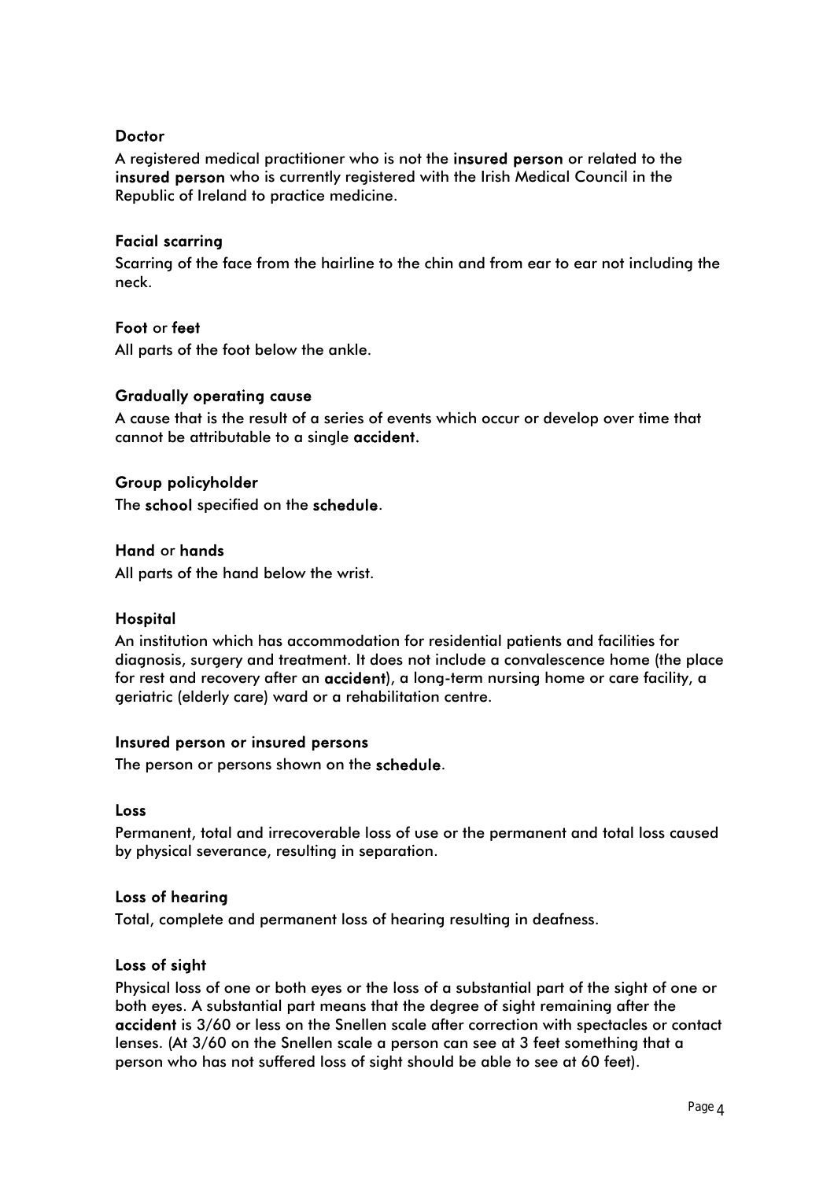### Doctor

A registered medical practitioner who is not the **insured person** or related to the **insured person** who is currently registered with the Irish Medical Council in the Republic of Ireland to practice medicine.

### Facial scarring

Scarring of the face from the hairline to the chin and from ear to ear not including the neck.

### Foot or feet

All parts of the foot below the ankle.

### Gradually operating cause

A cause that is the result of a series of events which occur or develop over time that cannot be attributable to a single **accident**.

### Group policyholder

The **school** specified on the **schedule**.

### Hand or hands

All parts of the hand below the wrist.

### Hospital

An institution which has accommodation for residential patients and facilities for diagnosis, surgery and treatment. It does not include a convalescence home (the place for rest and recovery after an **accident**), a long-term nursing home or care facility, a geriatric (elderly care) ward or a rehabilitation centre.

### Insured person or insured persons

The person or persons shown on the **schedule**.

### Loss

Permanent, total and irrecoverable loss of use or the permanent and total loss caused by physical severance, resulting in separation.

### Loss of hearing

Total, complete and permanent loss of hearing resulting in deafness.

### Loss of sight

Physical loss of one or both eyes or the loss of a substantial part of the sight of one or both eyes. A substantial part means that the degree of sight remaining after the **accident** is 3/60 or less on the Snellen scale after correction with spectacles or contact lenses. (At 3/60 on the Snellen scale a person can see at 3 feet something that a person who has not suffered loss of sight should be able to see at 60 feet).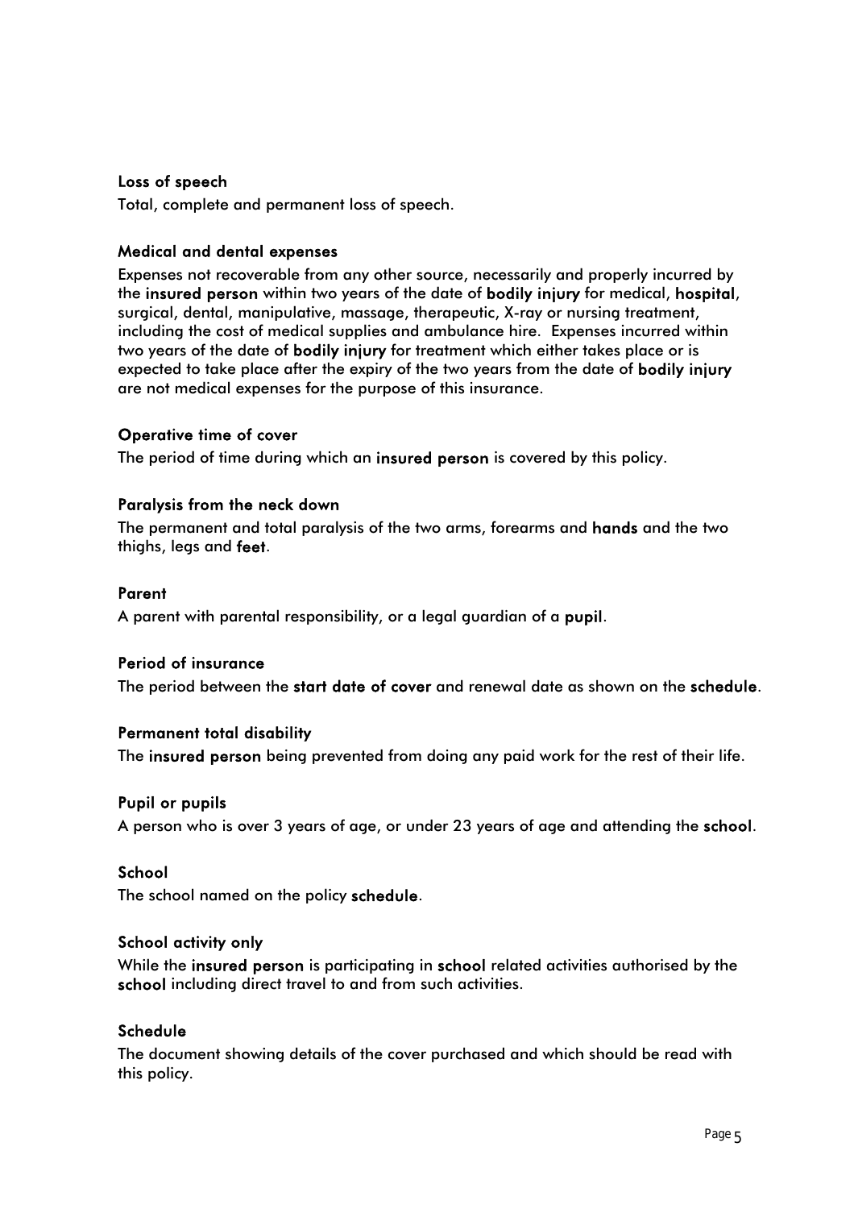### Loss of speech

Total, complete and permanent loss of speech.

### Medical and dental expenses

Expenses not recoverable from any other source, necessarily and properly incurred by the **insured person** within two years of the date of **bodily injury** for medical, **hospital**, surgical, dental, manipulative, massage, therapeutic, X-ray or nursing treatment, including the cost of medical supplies and ambulance hire. Expenses incurred within two years of the date of **bodily injury** for treatment which either takes place or is expected to take place after the expiry of the two years from the date of **bodily injury** are not medical expenses for the purpose of this insurance.

### Operative time of cover

The period of time during which an **insured person** is covered by this policy.

### Paralysis from the neck down

The permanent and total paralysis of the two arms, forearms and **hands** and the two thighs, legs and **feet**.

### Parent

A parent with parental responsibility, or a legal guardian of a **pupil**.

### Period of insurance

The period between the **start date of cover** and renewal date as shown on the **schedule**.

### Permanent total disability

The **insured person** being prevented from doing any paid work for the rest of their life.

### Pupil or pupils

A person who is over 3 years of age, or under 23 years of age and attending the **school**.

### School

The school named on the policy **schedule**.

### School activity only

While the **insured person** is participating in **school** related activities authorised by the **school** including direct travel to and from such activities.

### Schedule

The document showing details of the cover purchased and which should be read with this policy.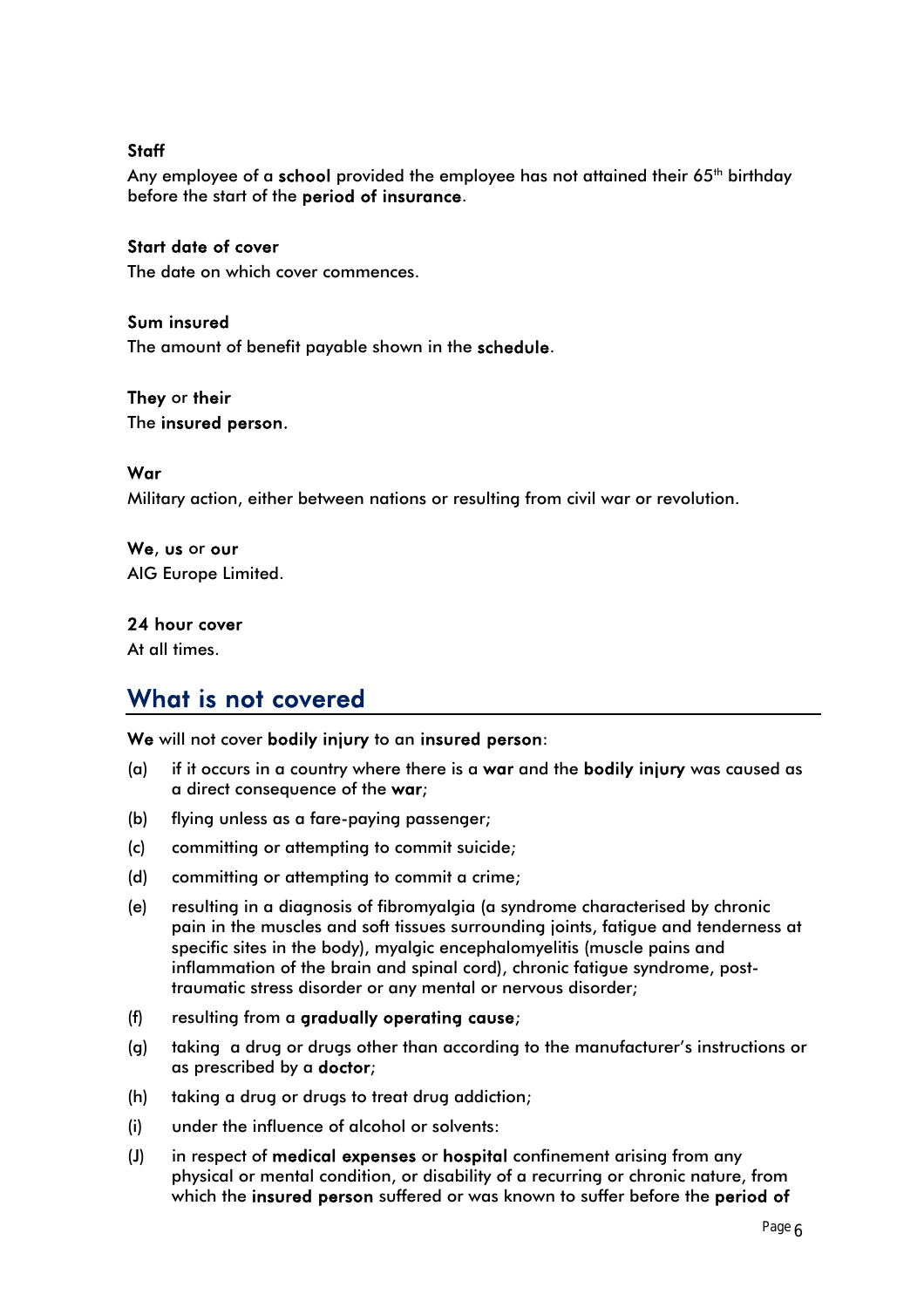**Staff**

Any employee of a **school** provided the employee has not attained their 65th birthday before the start of the **period of insurance**.

**Start date of cover**

The date on which cover commences.

**Sum insured**

The amount of benefit payable shown in the **schedule**.

**They** or **their**

The **insured person**.

**War**

Military action, either between nations or resulting from civil war or revolution.

**We**, **us** or **our**

AIG Europe Limited.

**24 hour cover**

At all times.

## What is not covered

**We** will not cover **bodily injury** to an **insured person**:

(a) if it occurs in a country where there is a **war** and the **bodily injury** was caused as a direct consequence of the **war**;

(b) flying unless as a fare-paying passenger;

(c) committing or attempting to commit suicide;

(d) committing or attempting to commit a crime;

(e) resulting in a diagnosis of fibromyalgia (a syndrome characterised by chronic pain in the muscles and soft tissues surrounding joints, fatigue and tenderness at specific sites in the body), myalgic encephalomyelitis (muscle pains and inflammation of the brain and spinal cord), chronic fatigue syndrome, post-traumatic stress disorder or any mental or nervous disorder;

(f) resulting from a **gradually operating cause**;

(g) taking a drug or drugs other than according to the manufacturer's instructions or as prescribed by a **doctor**;

(h) taking a drug or drugs to treat drug addiction;

(i) under the influence of alcohol or solvents:

(J) in respect of **medical expenses** or **hospital** confinement arising from any physical or mental condition, or disability of a recurring or chronic nature, from which the **insured person** suffered or was known to suffer before the **period of**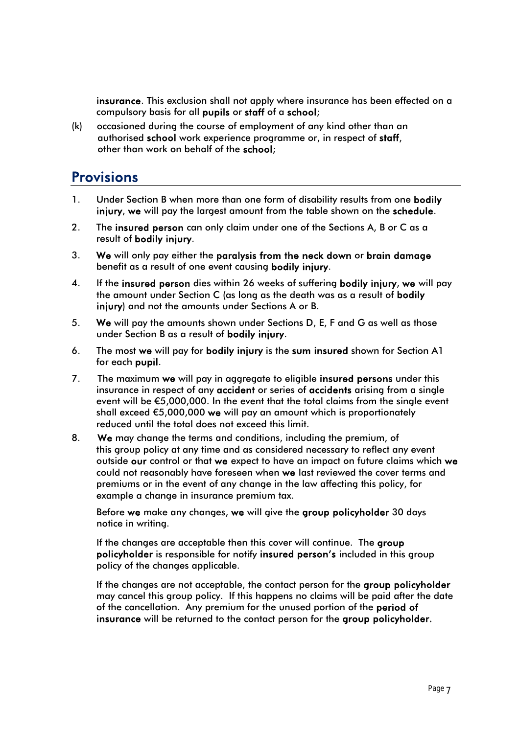**insurance**. This exclusion shall not apply where insurance has been effected on a compulsory basis for all **pupils** or **staff** of a **school**;

(k) occasioned during the course of employment of any kind other than an authorised **school** work experience programme or, in respect of **staff**, other than work on behalf of the **school**;

## Provisions

1. Under Section B when more than one form of disability results from one **bodily injury**, **we** will pay the largest amount from the table shown on the **schedule**.
2. The **insured person** can only claim under one of the Sections A, B or C as a result of **bodily injury**.
3. **We** will only pay either the **paralysis from the neck down** or **brain damage** benefit as a result of one event causing **bodily injury**.
4. If the **insured person** dies within 26 weeks of suffering **bodily injury**, **we** will pay the amount under Section C (as long as the death was as a result of **bodily injury**) and not the amounts under Sections A or B.
5. **We** will pay the amounts shown under Sections D, E, F and G as well as those under Section B as a result of **bodily injury**.
6. The most **we** will pay for **bodily injury** is the **sum insured** shown for Section A1 for each **pupil**.
7. The maximum **we** will pay in aggregate to eligible **insured persons** under this insurance in respect of any **accident** or series of **accidents** arising from a single event will be €5,000,000. In the event that the total claims from the single event shall exceed €5,000,000 **we** will pay an amount which is proportionately reduced until the total does not exceed this limit.
8. **We** may change the terms and conditions, including the premium, of this group policy at any time and as considered necessary to reflect any event outside **our** control or that **we** expect to have an impact on future claims which **we** could not reasonably have foreseen when **we** last reviewed the cover terms and premiums or in the event of any change in the law affecting this policy, for example a change in insurance premium tax.

   Before **we** make any changes, **we** will give the **group policyholder** 30 days notice in writing.

   If the changes are acceptable then this cover will continue. The **group policyholder** is responsible for notify **insured person's** included in this group policy of the changes applicable.

   If the changes are not acceptable, the contact person for the **group policyholder** may cancel this group policy. If this happens no claims will be paid after the date of the cancellation. Any premium for the unused portion of the **period of insurance** will be returned to the contact person for the **group policyholder**.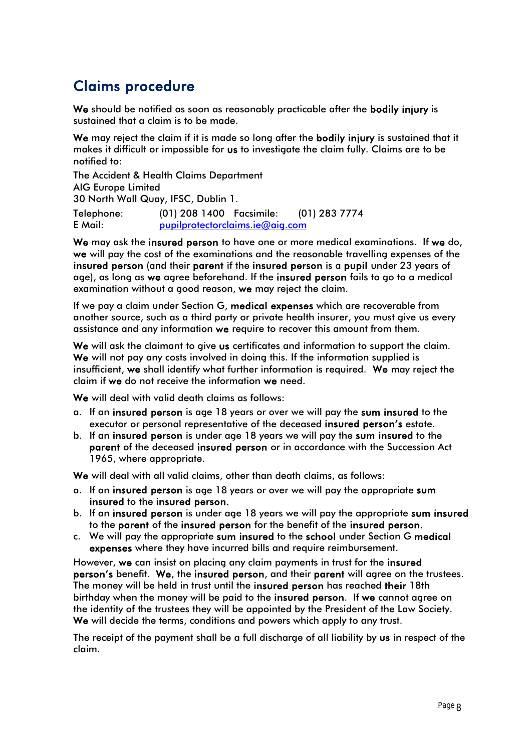## Claims procedure

**We** should be notified as soon as reasonably practicable after the **bodily injury** is sustained that a claim is to be made.

**We** may reject the claim if it is made so long after the **bodily injury** is sustained that it makes it difficult or impossible for **us** to investigate the claim fully. Claims are to be notified to:

The Accident & Health Claims Department
AIG Europe Limited
30 North Wall Quay, IFSC, Dublin 1.

| | | | |
|---|---|---|---|
| Telephone: | (01) 208 1400 | Facsimile: | (01) 283 7774 |
| E Mail: | pupilprotectorclaims.ie@aig.com | | |

**We** may ask the **insured person** to have one or more medical examinations. If **we** do, **we** will pay the cost of the examinations and the reasonable travelling expenses of the **insured person** (and their **parent** if the **insured person** is a **pupil** under 23 years of age), as long as **we** agree beforehand. If the **insured person** fails to go to a medical examination without a good reason, **we** may reject the claim.

If we pay a claim under Section G, **medical expenses** which are recoverable from another source, such as a third party or private health insurer, you must give us every assistance and any information **we** require to recover this amount from them.

**We** will ask the claimant to give **us** certificates and information to support the claim. **We** will not pay any costs involved in doing this. If the information supplied is insufficient, **we** shall identify what further information is required. **We** may reject the claim if **we** do not receive the information **we** need.

**We** will deal with valid death claims as follows:

a. If an **insured person** is age 18 years or over we will pay the **sum insured** to the executor or personal representative of the deceased **insured person's** estate.
b. If an **insured person** is under age 18 years we will pay the **sum insured** to the **parent** of the deceased **insured person** or in accordance with the Succession Act 1965, where appropriate.

**We** will deal with all valid claims, other than death claims, as follows:

a. If an **insured person** is age 18 years or over we will pay the appropriate **sum insured** to the **insured person**.
b. If an **insured person** is under age 18 years we will pay the appropriate **sum insured** to the **parent** of the **insured person** for the benefit of the **insured person**.
c. We will pay the appropriate **sum insured** to the **school** under Section G **medical expenses** where they have incurred bills and require reimbursement.

However, **we** can insist on placing any claim payments in trust for the **insured person's** benefit. **We**, the **insured person**, and their **parent** will agree on the trustees. The money will be held in trust until the **insured person** has reached **their** 18th birthday when the money will be paid to the **insured person**. If **we** cannot agree on the identity of the trustees they will be appointed by the President of the Law Society. **We** will decide the terms, conditions and powers which apply to any trust.

The receipt of the payment shall be a full discharge of all liability by **us** in respect of the claim.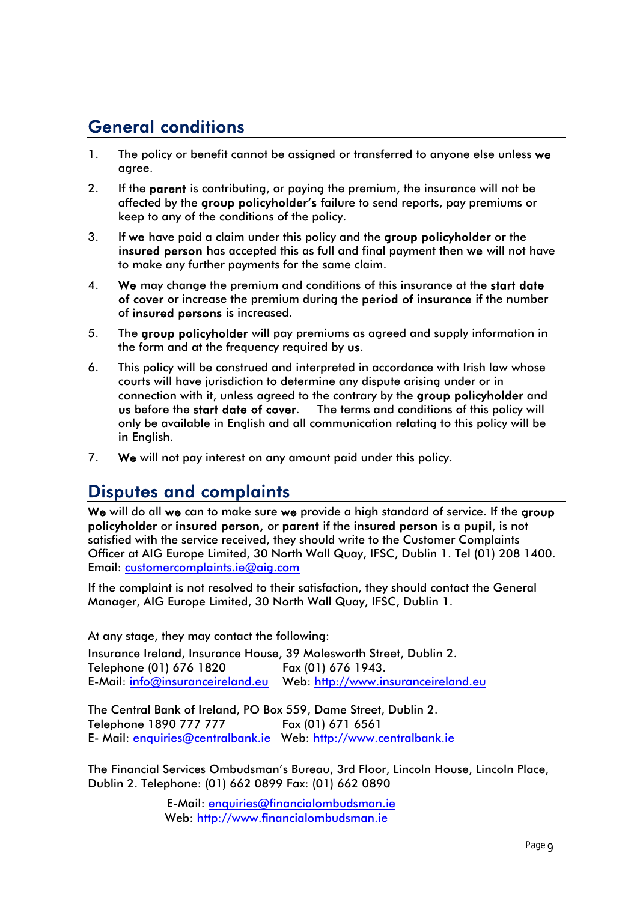## General conditions

1. The policy or benefit cannot be assigned or transferred to anyone else unless **we** agree.
2. If the **parent** is contributing, or paying the premium, the insurance will not be affected by the **group policyholder's** failure to send reports, pay premiums or keep to any of the conditions of the policy.
3. If **we** have paid a claim under this policy and the **group policyholder** or the **insured person** has accepted this as full and final payment then **we** will not have to make any further payments for the same claim.
4. **We** may change the premium and conditions of this insurance at the **start date of cover** or increase the premium during the **period of insurance** if the number of **insured persons** is increased.
5. The **group policyholder** will pay premiums as agreed and supply information in the form and at the frequency required by **us**.
6. This policy will be construed and interpreted in accordance with Irish law whose courts will have jurisdiction to determine any dispute arising under or in connection with it, unless agreed to the contrary by the **group policyholder** and **us** before the **start date of cover**. The terms and conditions of this policy will only be available in English and all communication relating to this policy will be in English.
7. **We** will not pay interest on any amount paid under this policy.

## Disputes and complaints

**We** will do all **we** can to make sure **we** provide a high standard of service. If the **group policyholder** or **insured person,** or **parent** if the **insured person** is a **pupil**, is not satisfied with the service received, they should write to the Customer Complaints Officer at AIG Europe Limited, 30 North Wall Quay, IFSC, Dublin 1. Tel (01) 208 1400. Email: customercomplaints.ie@aig.com

If the complaint is not resolved to their satisfaction, they should contact the General Manager, AIG Europe Limited, 30 North Wall Quay, IFSC, Dublin 1.

At any stage, they may contact the following:

Insurance Ireland, Insurance House, 39 Molesworth Street, Dublin 2.
Telephone (01) 676 1820 Fax (01) 676 1943.
E-Mail: info@insuranceireland.eu Web: http://www.insuranceireland.eu

The Central Bank of Ireland, PO Box 559, Dame Street, Dublin 2.
Telephone 1890 777 777 Fax (01) 671 6561
E- Mail: enquiries@centralbank.ie Web: http://www.centralbank.ie

The Financial Services Ombudsman's Bureau, 3rd Floor, Lincoln House, Lincoln Place, Dublin 2. Telephone: (01) 662 0899 Fax: (01) 662 0890

E-Mail: enquiries@financialombudsman.ie
Web: http://www.financialombudsman.ie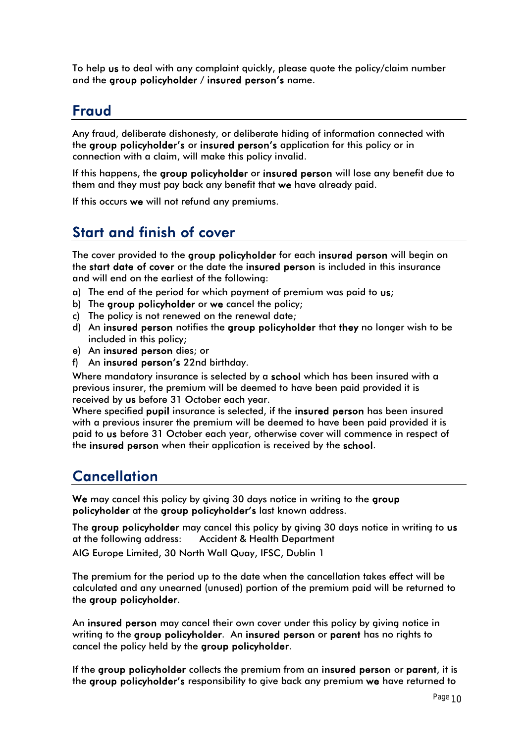To help **us** to deal with any complaint quickly, please quote the policy/claim number and the **group policyholder** / **insured person's** name.

## Fraud

Any fraud, deliberate dishonesty, or deliberate hiding of information connected with the **group policyholder's** or **insured person's** application for this policy or in connection with a claim, will make this policy invalid.

If this happens, the **group policyholder** or **insured person** will lose any benefit due to them and they must pay back any benefit that **we** have already paid.

If this occurs **we** will not refund any premiums.

## Start and finish of cover

The cover provided to the **group policyholder** for each **insured person** will begin on the **start date of cover** or the date the **insured person** is included in this insurance and will end on the earliest of the following:

a) The end of the period for which payment of premium was paid to **us**;
b) The **group policyholder** or **we** cancel the policy;
c) The policy is not renewed on the renewal date;
d) An **insured person** notifies the **group policyholder** that **they** no longer wish to be included in this policy;
e) An **insured person** dies; or
f) An **insured person's** 22nd birthday.

Where mandatory insurance is selected by a **school** which has been insured with a previous insurer, the premium will be deemed to have been paid provided it is received by **us** before 31 October each year.
Where specified **pupil** insurance is selected, if the **insured person** has been insured with a previous insurer the premium will be deemed to have been paid provided it is paid to **us** before 31 October each year, otherwise cover will commence in respect of the **insured person** when their application is received by the **school**.

## Cancellation

**We** may cancel this policy by giving 30 days notice in writing to the **group policyholder** at the **group policyholder's** last known address.

The **group policyholder** may cancel this policy by giving 30 days notice in writing to **us** at the following address: Accident & Health Department

AIG Europe Limited, 30 North Wall Quay, IFSC, Dublin 1

The premium for the period up to the date when the cancellation takes effect will be calculated and any unearned (unused) portion of the premium paid will be returned to the **group policyholder**.

An **insured person** may cancel their own cover under this policy by giving notice in writing to the **group policyholder**. An **insured person** or **parent** has no rights to cancel the policy held by the **group policyholder**.

If the **group policyholder** collects the premium from an **insured person** or **parent**, it is the **group policyholder's** responsibility to give back any premium **we** have returned to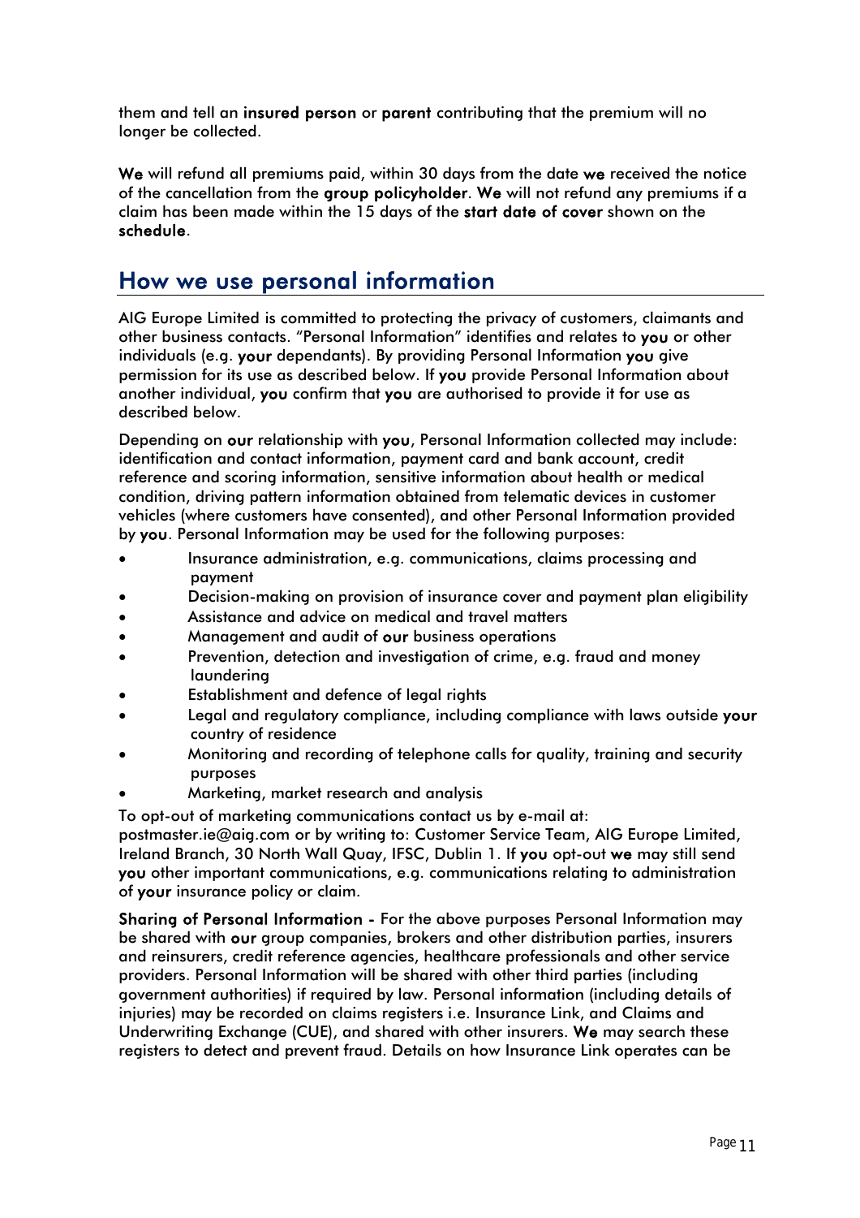them and tell an **insured person** or **parent** contributing that the premium will no longer be collected.

**We** will refund all premiums paid, within 30 days from the date **we** received the notice of the cancellation from the **group policyholder**. **We** will not refund any premiums if a claim has been made within the 15 days of the **start date of cover** shown on the **schedule**.

## How we use personal information

AIG Europe Limited is committed to protecting the privacy of customers, claimants and other business contacts. "Personal Information" identifies and relates to **you** or other individuals (e.g. **your** dependants). By providing Personal Information **you** give permission for its use as described below. If **you** provide Personal Information about another individual, **you** confirm that **you** are authorised to provide it for use as described below.

Depending on **our** relationship with **you**, Personal Information collected may include: identification and contact information, payment card and bank account, credit reference and scoring information, sensitive information about health or medical condition, driving pattern information obtained from telematic devices in customer vehicles (where customers have consented), and other Personal Information provided by **you**. Personal Information may be used for the following purposes:

- Insurance administration, e.g. communications, claims processing and payment
- Decision-making on provision of insurance cover and payment plan eligibility
- Assistance and advice on medical and travel matters
- Management and audit of **our** business operations
- Prevention, detection and investigation of crime, e.g. fraud and money laundering
- Establishment and defence of legal rights
- Legal and regulatory compliance, including compliance with laws outside **your** country of residence
- Monitoring and recording of telephone calls for quality, training and security purposes
- Marketing, market research and analysis

To opt-out of marketing communications contact us by e-mail at: postmaster.ie@aig.com or by writing to: Customer Service Team, AIG Europe Limited, Ireland Branch, 30 North Wall Quay, IFSC, Dublin 1. If **you** opt-out **we** may still send **you** other important communications, e.g. communications relating to administration of **your** insurance policy or claim.

**Sharing of Personal Information -** For the above purposes Personal Information may be shared with **our** group companies, brokers and other distribution parties, insurers and reinsurers, credit reference agencies, healthcare professionals and other service providers. Personal Information will be shared with other third parties (including government authorities) if required by law. Personal information (including details of injuries) may be recorded on claims registers i.e. Insurance Link, and Claims and Underwriting Exchange (CUE), and shared with other insurers. **We** may search these registers to detect and prevent fraud. Details on how Insurance Link operates can be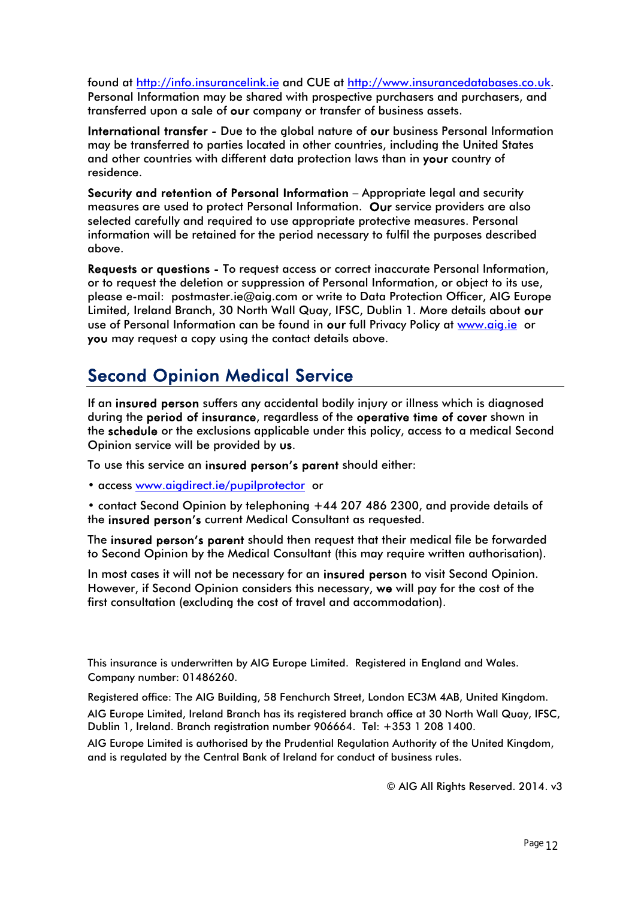found at http://info.insurancelink.ie and CUE at http://www.insurancedatabases.co.uk. Personal Information may be shared with prospective purchasers and purchasers, and transferred upon a sale of **our** company or transfer of business assets.

**International transfer -** Due to the global nature of **our** business Personal Information may be transferred to parties located in other countries, including the United States and other countries with different data protection laws than in **your** country of residence.

**Security and retention of Personal Information** – Appropriate legal and security measures are used to protect Personal Information. **Our** service providers are also selected carefully and required to use appropriate protective measures. Personal information will be retained for the period necessary to fulfil the purposes described above.

**Requests or questions -** To request access or correct inaccurate Personal Information, or to request the deletion or suppression of Personal Information, or object to its use, please e-mail: postmaster.ie@aig.com or write to Data Protection Officer, AIG Europe Limited, Ireland Branch, 30 North Wall Quay, IFSC, Dublin 1. More details about **our** use of Personal Information can be found in **our** full Privacy Policy at www.aig.ie or **you** may request a copy using the contact details above.

## Second Opinion Medical Service

If an **insured person** suffers any accidental bodily injury or illness which is diagnosed during the **period of insurance**, regardless of the **operative time of cover** shown in the **schedule** or the exclusions applicable under this policy, access to a medical Second Opinion service will be provided by **us**.

To use this service an **insured person's parent** should either:

- access www.aigdirect.ie/pupilprotector or
- contact Second Opinion by telephoning +44 207 486 2300, and provide details of the **insured person's** current Medical Consultant as requested.

The **insured person's parent** should then request that their medical file be forwarded to Second Opinion by the Medical Consultant (this may require written authorisation).

In most cases it will not be necessary for an **insured person** to visit Second Opinion. However, if Second Opinion considers this necessary, **we** will pay for the cost of the first consultation (excluding the cost of travel and accommodation).

This insurance is underwritten by AIG Europe Limited. Registered in England and Wales. Company number: 01486260.

Registered office: The AIG Building, 58 Fenchurch Street, London EC3M 4AB, United Kingdom.

AIG Europe Limited, Ireland Branch has its registered branch office at 30 North Wall Quay, IFSC, Dublin 1, Ireland. Branch registration number 906664. Tel: +353 1 208 1400.

AIG Europe Limited is authorised by the Prudential Regulation Authority of the United Kingdom, and is regulated by the Central Bank of Ireland for conduct of business rules.

© AIG All Rights Reserved. 2014. v3